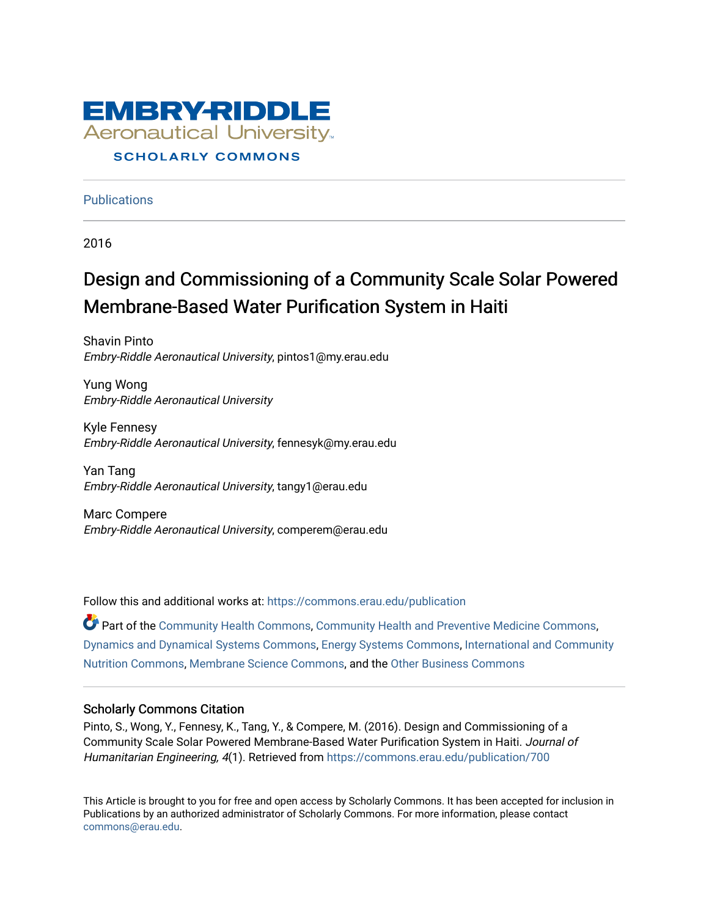EMBRY-RIDDLE
Aeronautical University
SCHOLARLY COMMONS

Publications

2016

# Design and Commissioning of a Community Scale Solar Powered Membrane-Based Water Purification System in Haiti

Shavin Pinto
*Embry-Riddle Aeronautical University*, pintos1@my.erau.edu

Yung Wong
*Embry-Riddle Aeronautical University*

Kyle Fennesy
*Embry-Riddle Aeronautical University*, fennesyk@my.erau.edu

Yan Tang
*Embry-Riddle Aeronautical University*, tangy1@erau.edu

Marc Compere
*Embry-Riddle Aeronautical University*, comperem@erau.edu

Follow this and additional works at: https://commons.erau.edu/publication

Part of the Community Health Commons, Community Health and Preventive Medicine Commons, Dynamics and Dynamical Systems Commons, Energy Systems Commons, International and Community Nutrition Commons, Membrane Science Commons, and the Other Business Commons

## Scholarly Commons Citation

Pinto, S., Wong, Y., Fennesy, K., Tang, Y., & Compere, M. (2016). Design and Commissioning of a Community Scale Solar Powered Membrane-Based Water Purification System in Haiti. *Journal of Humanitarian Engineering, 4*(1). Retrieved from https://commons.erau.edu/publication/700

This Article is brought to you for free and open access by Scholarly Commons. It has been accepted for inclusion in Publications by an authorized administrator of Scholarly Commons. For more information, please contact commons@erau.edu.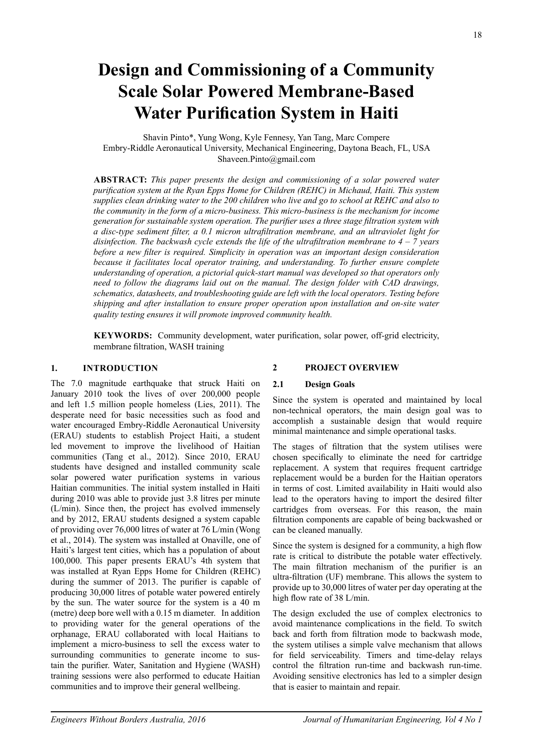# Design and Commissioning of a Community Scale Solar Powered Membrane-Based Water Purification System in Haiti

Shavin Pinto*, Yung Wong, Kyle Fennesy, Yan Tang, Marc Compere
Embry-Riddle Aeronautical University, Mechanical Engineering, Daytona Beach, FL, USA
Shaveen.Pinto@gmail.com

**ABSTRACT:** *This paper presents the design and commissioning of a solar powered water purification system at the Ryan Epps Home for Children (REHC) in Michaud, Haiti. This system supplies clean drinking water to the 200 children who live and go to school at REHC and also to the community in the form of a micro-business. This micro-business is the mechanism for income generation for sustainable system operation. The purifier uses a three stage filtration system with a disc-type sediment filter, a 0.1 micron ultrafiltration membrane, and an ultraviolet light for disinfection. The backwash cycle extends the life of the ultrafiltration membrane to 4 – 7 years before a new filter is required. Simplicity in operation was an important design consideration because it facilitates local operator training, and understanding. To further ensure complete understanding of operation, a pictorial quick-start manual was developed so that operators only need to follow the diagrams laid out on the manual. The design folder with CAD drawings, schematics, datasheets, and troubleshooting guide are left with the local operators. Testing before shipping and after installation to ensure proper operation upon installation and on-site water quality testing ensures it will promote improved community health.*

**KEYWORDS:** Community development, water purification, solar power, off-grid electricity, membrane filtration, WASH training

## 1. INTRODUCTION

The 7.0 magnitude earthquake that struck Haiti on January 2010 took the lives of over 200,000 people and left 1.5 million people homeless (Lies, 2011). The desperate need for basic necessities such as food and water encouraged Embry-Riddle Aeronautical University (ERAU) students to establish Project Haiti, a student led movement to improve the livelihood of Haitian communities (Tang et al., 2012). Since 2010, ERAU students have designed and installed community scale solar powered water purification systems in various Haitian communities. The initial system installed in Haiti during 2010 was able to provide just 3.8 litres per minute (L/min). Since then, the project has evolved immensely and by 2012, ERAU students designed a system capable of providing over 76,000 litres of water at 76 L/min (Wong et al., 2014). The system was installed at Onaville, one of Haiti's largest tent cities, which has a population of about 100,000. This paper presents ERAU's 4th system that was installed at Ryan Epps Home for Children (REHC) during the summer of 2013. The purifier is capable of producing 30,000 litres of potable water powered entirely by the sun. The water source for the system is a 40 m (metre) deep bore well with a 0.15 m diameter. In addition to providing water for the general operations of the orphanage, ERAU collaborated with local Haitians to implement a micro-business to sell the excess water to surrounding communities to generate income to sustain the purifier. Water, Sanitation and Hygiene (WASH) training sessions were also performed to educate Haitian communities and to improve their general wellbeing.

## 2 PROJECT OVERVIEW

### 2.1 Design Goals

Since the system is operated and maintained by local non-technical operators, the main design goal was to accomplish a sustainable design that would require minimal maintenance and simple operational tasks.

The stages of filtration that the system utilises were chosen specifically to eliminate the need for cartridge replacement. A system that requires frequent cartridge replacement would be a burden for the Haitian operators in terms of cost. Limited availability in Haiti would also lead to the operators having to import the desired filter cartridges from overseas. For this reason, the main filtration components are capable of being backwashed or can be cleaned manually.

Since the system is designed for a community, a high flow rate is critical to distribute the potable water effectively. The main filtration mechanism of the purifier is an ultra-filtration (UF) membrane. This allows the system to provide up to 30,000 litres of water per day operating at the high flow rate of 38 L/min.

The design excluded the use of complex electronics to avoid maintenance complications in the field. To switch back and forth from filtration mode to backwash mode, the system utilises a simple valve mechanism that allows for field serviceability. Timers and time-delay relays control the filtration run-time and backwash run-time. Avoiding sensitive electronics has led to a simpler design that is easier to maintain and repair.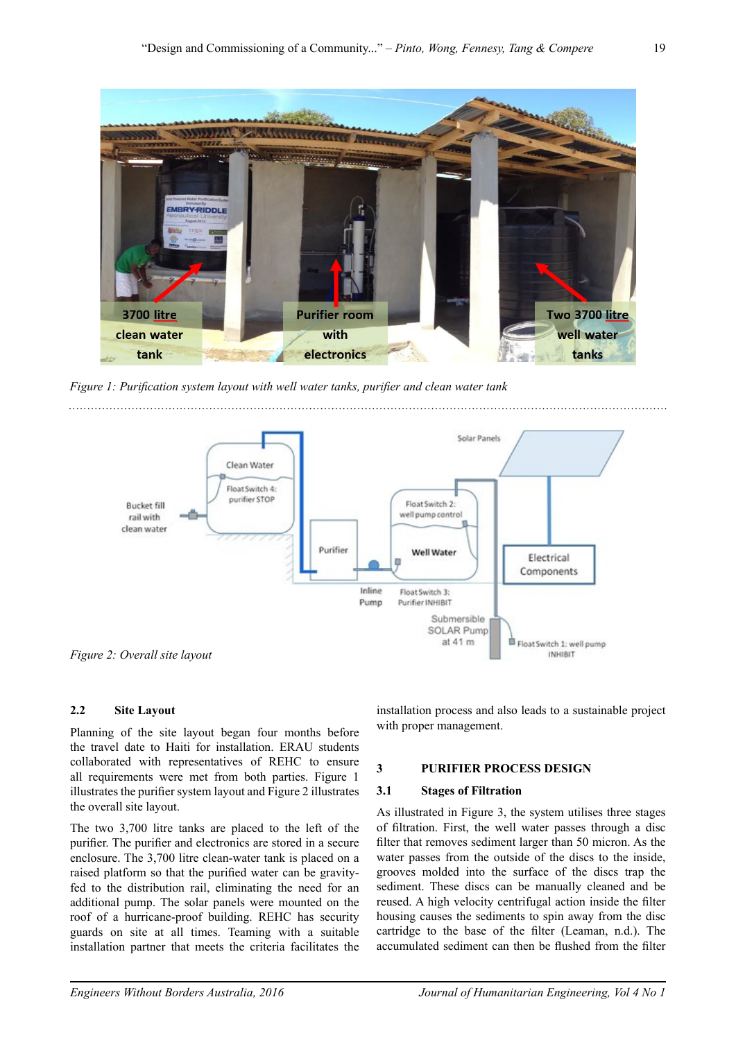Figure 1: Purification system layout with well water tanks, purifier and clean water tank

Figure 2: Overall site layout

### 2.2 Site Layout

Planning of the site layout began four months before the travel date to Haiti for installation. ERAU students collaborated with representatives of REHC to ensure all requirements were met from both parties. Figure 1 illustrates the purifier system layout and Figure 2 illustrates the overall site layout.

The two 3,700 litre tanks are placed to the left of the purifier. The purifier and electronics are stored in a secure enclosure. The 3,700 litre clean-water tank is placed on a raised platform so that the purified water can be gravity-fed to the distribution rail, eliminating the need for an additional pump. The solar panels were mounted on the roof of a hurricane-proof building. REHC has security guards on site at all times. Teaming with a suitable installation partner that meets the criteria facilitates the installation process and also leads to a sustainable project with proper management.

## 3 PURIFIER PROCESS DESIGN

### 3.1 Stages of Filtration

As illustrated in Figure 3, the system utilises three stages of filtration. First, the well water passes through a disc filter that removes sediment larger than 50 micron. As the water passes from the outside of the discs to the inside, grooves molded into the surface of the discs trap the sediment. These discs can be manually cleaned and be reused. A high velocity centrifugal action inside the filter housing causes the sediments to spin away from the disc cartridge to the base of the filter (Leaman, n.d.). The accumulated sediment can then be flushed from the filter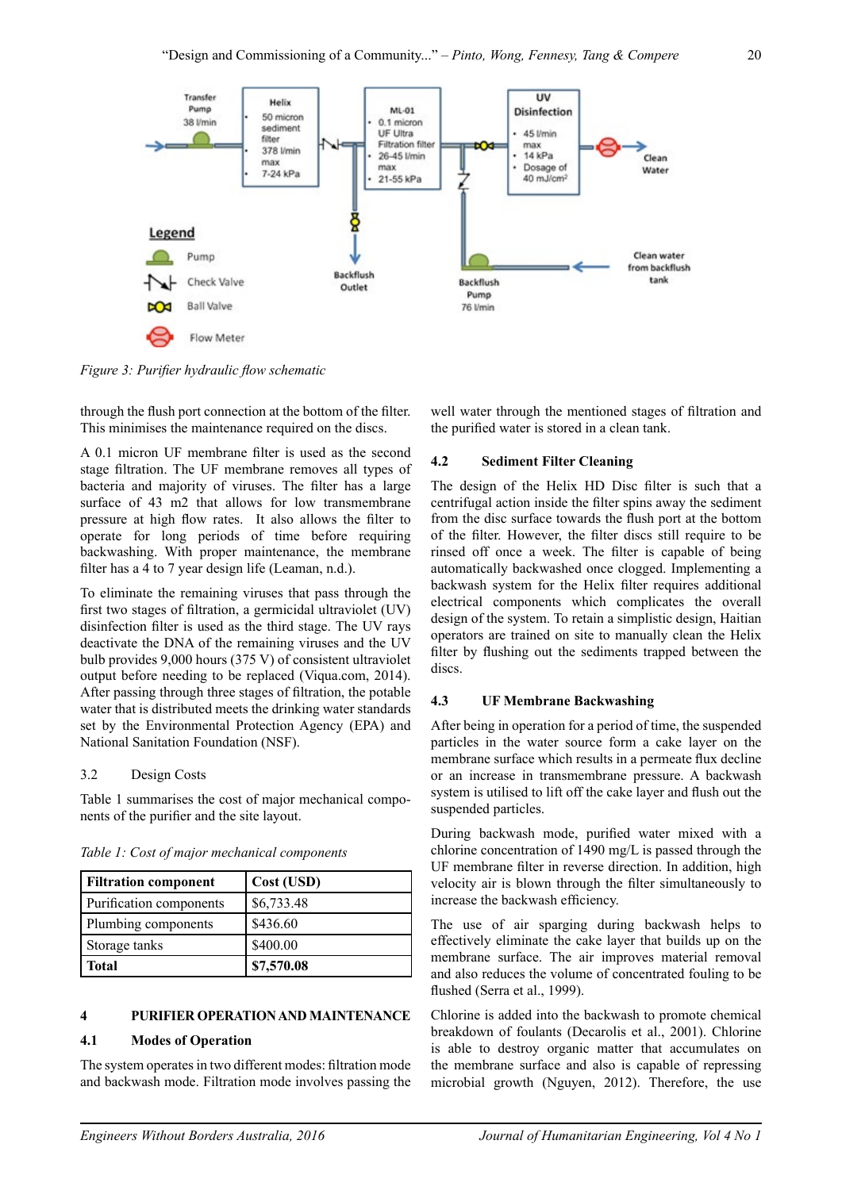Transfer Pump
38 l/min

Helix
- 50 micron sediment filter
- 378 l/min max
- 7-24 kPa

ML-01
- 0.1 micron UF Ultra Filtration filter
- 26-45 l/min max
- 21-55 kPa

UV Disinfection
- 45 l/min max
- 14 kPa
- Dosage of 40 mJ/cm²

Clean Water

Backflush Outlet

Backflush Pump
76 l/min

Clean water from backflush tank

Legend
Pump
Check Valve
Ball Valve
Flow Meter

*Figure 3: Purifier hydraulic flow schematic*

through the flush port connection at the bottom of the filter. This minimises the maintenance required on the discs.

A 0.1 micron UF membrane filter is used as the second stage filtration. The UF membrane removes all types of bacteria and majority of viruses. The filter has a large surface of 43 m2 that allows for low transmembrane pressure at high flow rates. It also allows the filter to operate for long periods of time before requiring backwashing. With proper maintenance, the membrane filter has a 4 to 7 year design life (Leaman, n.d.).

To eliminate the remaining viruses that pass through the first two stages of filtration, a germicidal ultraviolet (UV) disinfection filter is used as the third stage. The UV rays deactivate the DNA of the remaining viruses and the UV bulb provides 9,000 hours (375 V) of consistent ultraviolet output before needing to be replaced (Viqua.com, 2014). After passing through three stages of filtration, the potable water that is distributed meets the drinking water standards set by the Environmental Protection Agency (EPA) and National Sanitation Foundation (NSF).

### 3.2 Design Costs

Table 1 summarises the cost of major mechanical components of the purifier and the site layout.

*Table 1: Cost of major mechanical components*

| **Filtration component** | **Cost (USD)** |
|---|---|
| Purification components | $6,733.48 |
| Plumbing components | $436.60 |
| Storage tanks | $400.00 |
| **Total** | **$7,570.08** |

## 4 PURIFIER OPERATION AND MAINTENANCE

### 4.1 Modes of Operation

The system operates in two different modes: filtration mode and backwash mode. Filtration mode involves passing the well water through the mentioned stages of filtration and the purified water is stored in a clean tank.

### 4.2 Sediment Filter Cleaning

The design of the Helix HD Disc filter is such that a centrifugal action inside the filter spins away the sediment from the disc surface towards the flush port at the bottom of the filter. However, the filter discs still require to be rinsed off once a week. The filter is capable of being automatically backwashed once clogged. Implementing a backwash system for the Helix filter requires additional electrical components which complicates the overall design of the system. To retain a simplistic design, Haitian operators are trained on site to manually clean the Helix filter by flushing out the sediments trapped between the discs.

### 4.3 UF Membrane Backwashing

After being in operation for a period of time, the suspended particles in the water source form a cake layer on the membrane surface which results in a permeate flux decline or an increase in transmembrane pressure. A backwash system is utilised to lift off the cake layer and flush out the suspended particles.

During backwash mode, purified water mixed with a chlorine concentration of 1490 mg/L is passed through the UF membrane filter in reverse direction. In addition, high velocity air is blown through the filter simultaneously to increase the backwash efficiency.

The use of air sparging during backwash helps to effectively eliminate the cake layer that builds up on the membrane surface. The air improves material removal and also reduces the volume of concentrated fouling to be flushed (Serra et al., 1999).

Chlorine is added into the backwash to promote chemical breakdown of foulants (Decarolis et al., 2001). Chlorine is able to destroy organic matter that accumulates on the membrane surface and also is capable of repressing microbial growth (Nguyen, 2012). Therefore, the use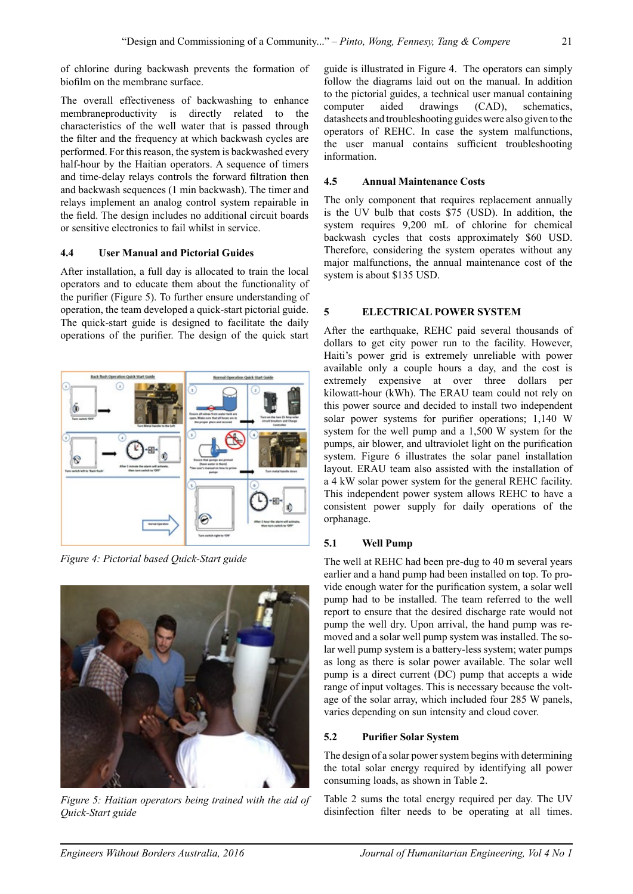of chlorine during backwash prevents the formation of biofilm on the membrane surface.

The overall effectiveness of backwashing to enhance membraneproductivity is directly related to the characteristics of the well water that is passed through the filter and the frequency at which backwash cycles are performed. For this reason, the system is backwashed every half-hour by the Haitian operators. A sequence of timers and time-delay relays controls the forward filtration then and backwash sequences (1 min backwash). The timer and relays implement an analog control system repairable in the field. The design includes no additional circuit boards or sensitive electronics to fail whilst in service.

### 4.4 User Manual and Pictorial Guides

After installation, a full day is allocated to train the local operators and to educate them about the functionality of the purifier (Figure 5). To further ensure understanding of operation, the team developed a quick-start pictorial guide. The quick-start guide is designed to facilitate the daily operations of the purifier. The design of the quick start guide is illustrated in Figure 4. The operators can simply follow the diagrams laid out on the manual. In addition to the pictorial guides, a technical user manual containing computer aided drawings (CAD), schematics, datasheets and troubleshooting guides were also given to the operators of REHC. In case the system malfunctions, the user manual contains sufficient troubleshooting information.

*Figure 4: Pictorial based Quick-Start guide*

*Figure 5: Haitian operators being trained with the aid of Quick-Start guide*

### 4.5 Annual Maintenance Costs

The only component that requires replacement annually is the UV bulb that costs $75 (USD). In addition, the system requires 9,200 mL of chlorine for chemical backwash cycles that costs approximately $60 USD. Therefore, considering the system operates without any major malfunctions, the annual maintenance cost of the system is about $135 USD.

## 5 ELECTRICAL POWER SYSTEM

After the earthquake, REHC paid several thousands of dollars to get city power run to the facility. However, Haiti's power grid is extremely unreliable with power available only a couple hours a day, and the cost is extremely expensive at over three dollars per kilowatt-hour (kWh). The ERAU team could not rely on this power source and decided to install two independent solar power systems for purifier operations; 1,140 W system for the well pump and a 1,500 W system for the pumps, air blower, and ultraviolet light on the purification system. Figure 6 illustrates the solar panel installation layout. ERAU team also assisted with the installation of a 4 kW solar power system for the general REHC facility. This independent power system allows REHC to have a consistent power supply for daily operations of the orphanage.

### 5.1 Well Pump

The well at REHC had been pre-dug to 40 m several years earlier and a hand pump had been installed on top. To provide enough water for the purification system, a solar well pump had to be installed. The team referred to the well report to ensure that the desired discharge rate would not pump the well dry. Upon arrival, the hand pump was removed and a solar well pump system was installed. The solar well pump system is a battery-less system; water pumps as long as there is solar power available. The solar well pump is a direct current (DC) pump that accepts a wide range of input voltages. This is necessary because the voltage of the solar array, which included four 285 W panels, varies depending on sun intensity and cloud cover.

### 5.2 Purifier Solar System

The design of a solar power system begins with determining the total solar energy required by identifying all power consuming loads, as shown in Table 2.

Table 2 sums the total energy required per day. The UV disinfection filter needs to be operating at all times.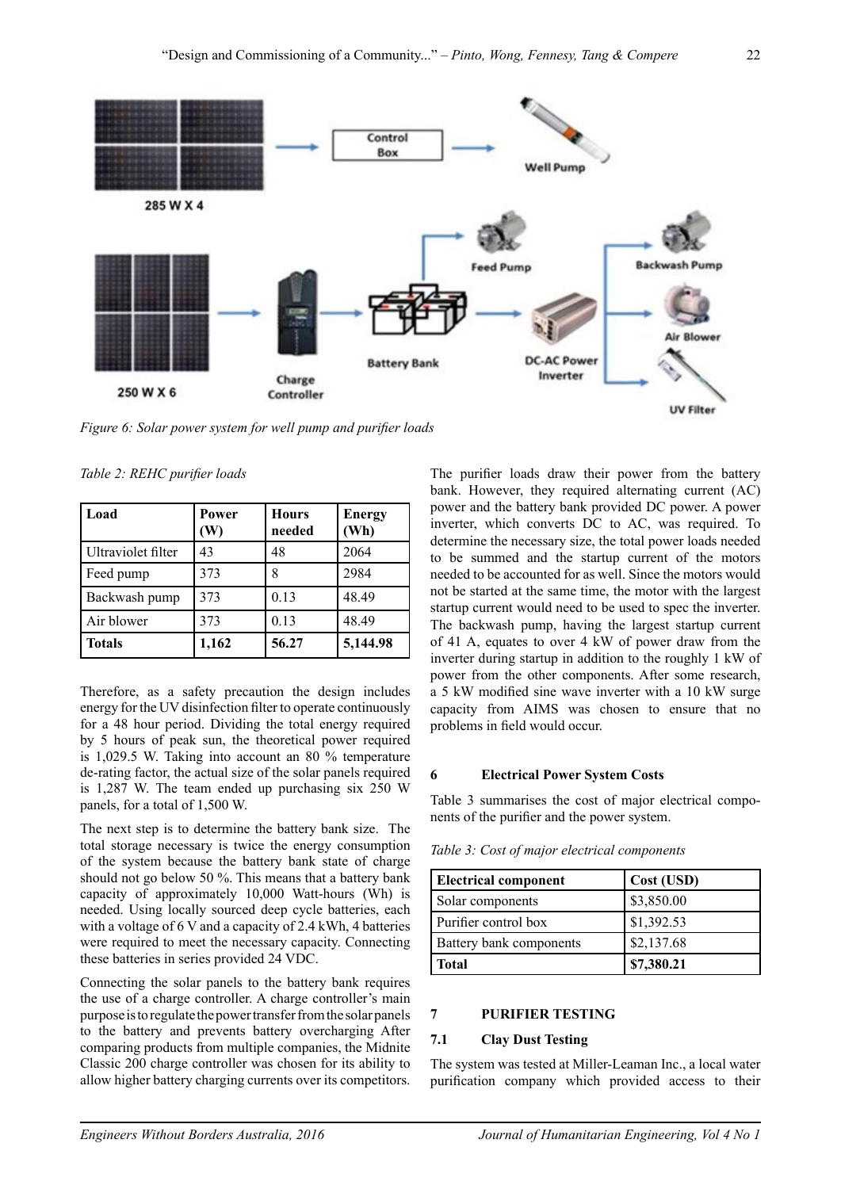Figure 6: Solar power system for well pump and purifier loads

Table 2: REHC purifier loads

| Load | Power (W) | Hours needed | Energy (Wh) |
|---|---|---|---|
| Ultraviolet filter | 43 | 48 | 2064 |
| Feed pump | 373 | 8 | 2984 |
| Backwash pump | 373 | 0.13 | 48.49 |
| Air blower | 373 | 0.13 | 48.49 |
| **Totals** | **1,162** | **56.27** | **5,144.98** |

Therefore, as a safety precaution the design includes energy for the UV disinfection filter to operate continuously for a 48 hour period. Dividing the total energy required by 5 hours of peak sun, the theoretical power required is 1,029.5 W. Taking into account an 80 % temperature de-rating factor, the actual size of the solar panels required is 1,287 W. The team ended up purchasing six 250 W panels, for a total of 1,500 W.

The next step is to determine the battery bank size. The total storage necessary is twice the energy consumption of the system because the battery bank state of charge should not go below 50 %. This means that a battery bank capacity of approximately 10,000 Watt-hours (Wh) is needed. Using locally sourced deep cycle batteries, each with a voltage of 6 V and a capacity of 2.4 kWh, 4 batteries were required to meet the necessary capacity. Connecting these batteries in series provided 24 VDC.

Connecting the solar panels to the battery bank requires the use of a charge controller. A charge controller's main purpose is to regulate the power transfer from the solar panels to the battery and prevents battery overcharging After comparing products from multiple companies, the Midnite Classic 200 charge controller was chosen for its ability to allow higher battery charging currents over its competitors.

The purifier loads draw their power from the battery bank. However, they required alternating current (AC) power and the battery bank provided DC power. A power inverter, which converts DC to AC, was required. To determine the necessary size, the total power loads needed to be summed and the startup current of the motors needed to be accounted for as well. Since the motors would not be started at the same time, the motor with the largest startup current would need to be used to spec the inverter. The backwash pump, having the largest startup current of 41 A, equates to over 4 kW of power draw from the inverter during startup in addition to the roughly 1 kW of power from the other components. After some research, a 5 kW modified sine wave inverter with a 10 kW surge capacity from AIMS was chosen to ensure that no problems in field would occur.

## 6 Electrical Power System Costs

Table 3 summarises the cost of major electrical components of the purifier and the power system.

Table 3: Cost of major electrical components

| Electrical component | Cost (USD) |
|---|---|
| Solar components | $3,850.00 |
| Purifier control box | $1,392.53 |
| Battery bank components | $2,137.68 |
| **Total** | **$7,380.21** |

## 7 PURIFIER TESTING

### 7.1 Clay Dust Testing

The system was tested at Miller-Leaman Inc., a local water purification company which provided access to their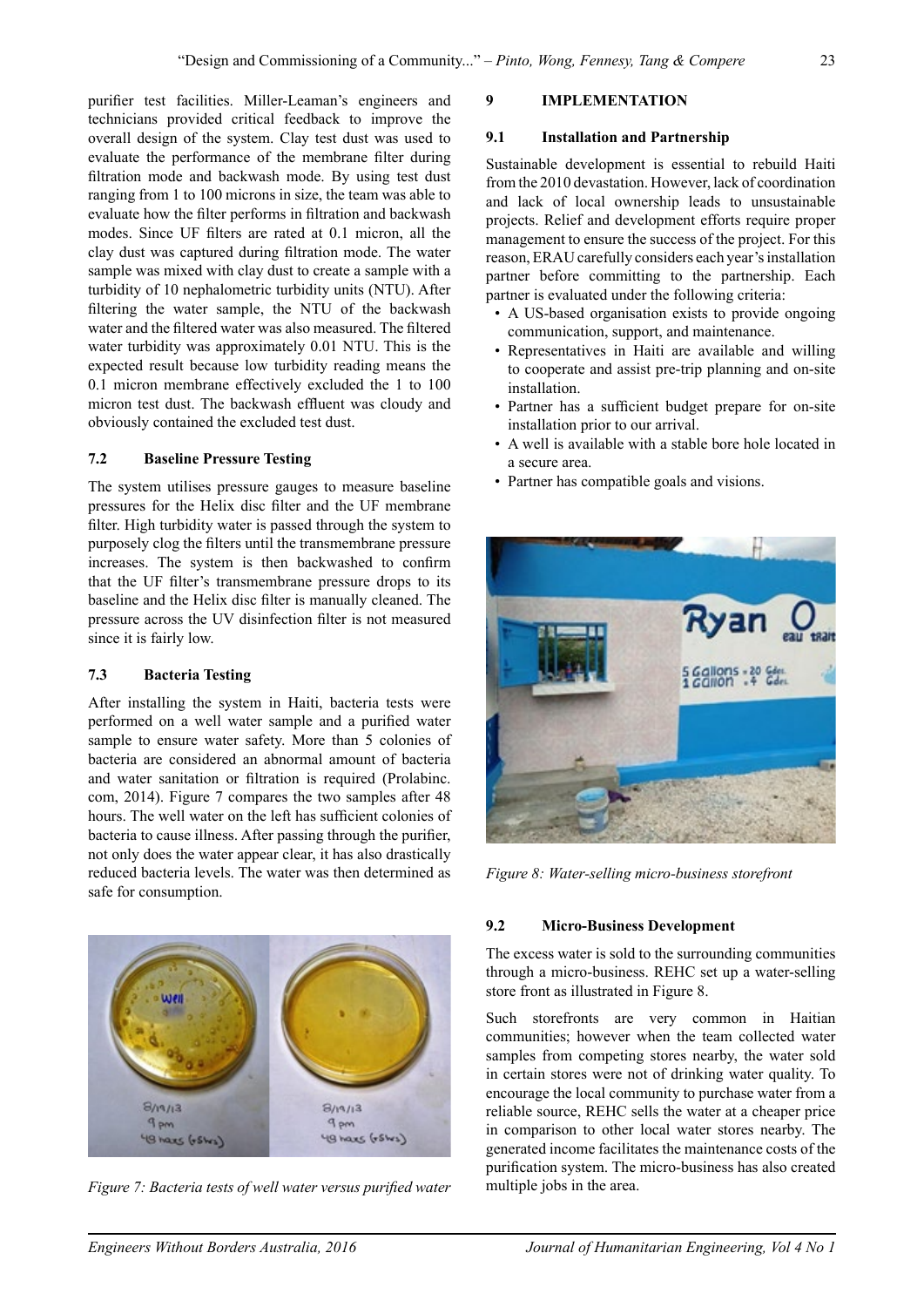purifier test facilities. Miller-Leaman's engineers and technicians provided critical feedback to improve the overall design of the system. Clay test dust was used to evaluate the performance of the membrane filter during filtration mode and backwash mode. By using test dust ranging from 1 to 100 microns in size, the team was able to evaluate how the filter performs in filtration and backwash modes. Since UF filters are rated at 0.1 micron, all the clay dust was captured during filtration mode. The water sample was mixed with clay dust to create a sample with a turbidity of 10 nephalometric turbidity units (NTU). After filtering the water sample, the NTU of the backwash water and the filtered water was also measured. The filtered water turbidity was approximately 0.01 NTU. This is the expected result because low turbidity reading means the 0.1 micron membrane effectively excluded the 1 to 100 micron test dust. The backwash effluent was cloudy and obviously contained the excluded test dust.

### 7.2 Baseline Pressure Testing

The system utilises pressure gauges to measure baseline pressures for the Helix disc filter and the UF membrane filter. High turbidity water is passed through the system to purposely clog the filters until the transmembrane pressure increases. The system is then backwashed to confirm that the UF filter's transmembrane pressure drops to its baseline and the Helix disc filter is manually cleaned. The pressure across the UV disinfection filter is not measured since it is fairly low.

### 7.3 Bacteria Testing

After installing the system in Haiti, bacteria tests were performed on a well water sample and a purified water sample to ensure water safety. More than 5 colonies of bacteria are considered an abnormal amount of bacteria and water sanitation or filtration is required (Prolabinc.com, 2014). Figure 7 compares the two samples after 48 hours. The well water on the left has sufficient colonies of bacteria to cause illness. After passing through the purifier, not only does the water appear clear, it has also drastically reduced bacteria levels. The water was then determined as safe for consumption.

*Figure 7: Bacteria tests of well water versus purified water*

## 9 IMPLEMENTATION

### 9.1 Installation and Partnership

Sustainable development is essential to rebuild Haiti from the 2010 devastation. However, lack of coordination and lack of local ownership leads to unsustainable projects. Relief and development efforts require proper management to ensure the success of the project. For this reason, ERAU carefully considers each year's installation partner before committing to the partnership. Each partner is evaluated under the following criteria:

- A US-based organisation exists to provide ongoing communication, support, and maintenance.
- Representatives in Haiti are available and willing to cooperate and assist pre-trip planning and on-site installation.
- Partner has a sufficient budget prepare for on-site installation prior to our arrival.
- A well is available with a stable bore hole located in a secure area.
- Partner has compatible goals and visions.

*Figure 8: Water-selling micro-business storefront*

### 9.2 Micro-Business Development

The excess water is sold to the surrounding communities through a micro-business. REHC set up a water-selling store front as illustrated in Figure 8.

Such storefronts are very common in Haitian communities; however when the team collected water samples from competing stores nearby, the water sold in certain stores were not of drinking water quality. To encourage the local community to purchase water from a reliable source, REHC sells the water at a cheaper price in comparison to other local water stores nearby. The generated income facilitates the maintenance costs of the purification system. The micro-business has also created multiple jobs in the area.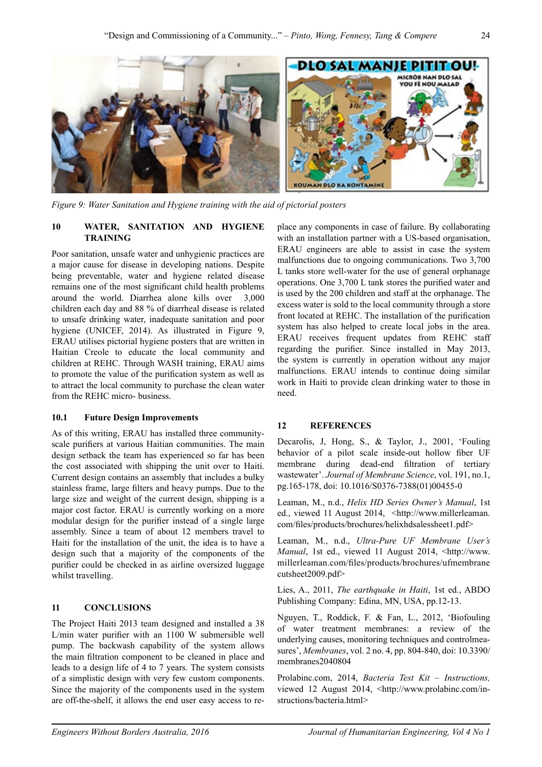Figure 9: Water Sanitation and Hygiene training with the aid of pictorial posters

## 10 WATER, SANITATION AND HYGIENE TRAINING

Poor sanitation, unsafe water and unhygienic practices are a major cause for disease in developing nations. Despite being preventable, water and hygiene related disease remains one of the most significant child health problems around the world. Diarrhea alone kills over 3,000 children each day and 88 % of diarrheal disease is related to unsafe drinking water, inadequate sanitation and poor hygiene (UNICEF, 2014). As illustrated in Figure 9, ERAU utilises pictorial hygiene posters that are written in Haitian Creole to educate the local community and children at REHC. Through WASH training, ERAU aims to promote the value of the purification system as well as to attract the local community to purchase the clean water from the REHC micro- business.

### 10.1 Future Design Improvements

As of this writing, ERAU has installed three community-scale purifiers at various Haitian communities. The main design setback the team has experienced so far has been the cost associated with shipping the unit over to Haiti. Current design contains an assembly that includes a bulky stainless frame, large filters and heavy pumps. Due to the large size and weight of the current design, shipping is a major cost factor. ERAU is currently working on a more modular design for the purifier instead of a single large assembly. Since a team of about 12 members travel to Haiti for the installation of the unit, the idea is to have a design such that a majority of the components of the purifier could be checked in as airline oversized luggage whilst travelling.

## 11 CONCLUSIONS

The Project Haiti 2013 team designed and installed a 38 L/min water purifier with an 1100 W submersible well pump. The backwash capability of the system allows the main filtration component to be cleaned in place and leads to a design life of 4 to 7 years. The system consists of a simplistic design with very few custom components. Since the majority of the components used in the system are off-the-shelf, it allows the end user easy access to replace any components in case of failure. By collaborating with an installation partner with a US-based organisation, ERAU engineers are able to assist in case the system malfunctions due to ongoing communications. Two 3,700 L tanks store well-water for the use of general orphanage operations. One 3,700 L tank stores the purified water and is used by the 200 children and staff at the orphanage. The excess water is sold to the local community through a store front located at REHC. The installation of the purification system has also helped to create local jobs in the area. ERAU receives frequent updates from REHC staff regarding the purifier. Since installed in May 2013, the system is currently in operation without any major malfunctions. ERAU intends to continue doing similar work in Haiti to provide clean drinking water to those in need.

## 12 REFERENCES

Decarolis, J, Hong, S., & Taylor, J., 2001, 'Fouling behavior of a pilot scale inside-out hollow fiber UF membrane during dead-end filtration of tertiary wastewater'. *Journal of Membrane Science*, vol. 191, no.1, pg.165-178, doi: 10.1016/S0376-7388(01)00455-0

Leaman, M., n.d., *Helix HD Series Owner's Manual*, 1st ed., viewed 11 August 2014, <http://www.millerleaman.com/files/products/brochures/helixhdsalessheet1.pdf>

Leaman, M., n.d., *Ultra-Pure UF Membrane User's Manual*, 1st ed., viewed 11 August 2014, <http://www.millerleaman.com/files/products/brochures/ufmembranecutsheet2009.pdf>

Lies, A., 2011, *The earthquake in Haiti*, 1st ed., ABDO Publishing Company: Edina, MN, USA, pp.12-13.

Nguyen, T., Roddick, F. & Fan, L., 2012, 'Biofouling of water treatment membranes: a review of the underlying causes, monitoring techniques and controlmeasures', *Membranes*, vol. 2 no. 4, pp. 804-840, doi: 10.3390/membranes2040804

Prolabinc.com, 2014, *Bacteria Test Kit – Instructions,* viewed 12 August 2014, <http://www.prolabinc.com/instructions/bacteria.html>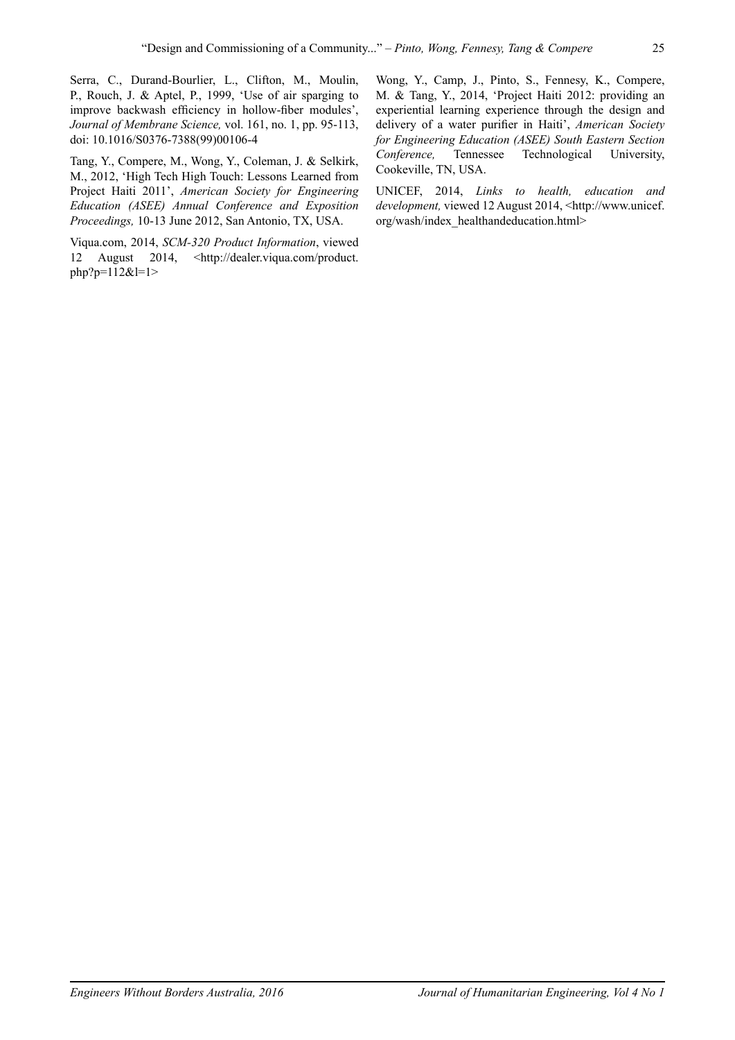Serra, C., Durand-Bourlier, L., Clifton, M., Moulin, P., Rouch, J. & Aptel, P., 1999, 'Use of air sparging to improve backwash efficiency in hollow-fiber modules', *Journal of Membrane Science,* vol. 161, no. 1, pp. 95-113, doi: 10.1016/S0376-7388(99)00106-4

Tang, Y., Compere, M., Wong, Y., Coleman, J. & Selkirk, M., 2012, 'High Tech High Touch: Lessons Learned from Project Haiti 2011', *American Society for Engineering Education (ASEE) Annual Conference and Exposition Proceedings,* 10-13 June 2012, San Antonio, TX, USA.

Viqua.com, 2014, *SCM-320 Product Information*, viewed 12 August 2014, <http://dealer.viqua.com/product.php?p=112&l=1>

Wong, Y., Camp, J., Pinto, S., Fennesy, K., Compere, M. & Tang, Y., 2014, 'Project Haiti 2012: providing an experiential learning experience through the design and delivery of a water purifier in Haiti', *American Society for Engineering Education (ASEE) South Eastern Section Conference,* Tennessee Technological University, Cookeville, TN, USA.

UNICEF, 2014, *Links to health, education and development,* viewed 12 August 2014, <http://www.unicef.org/wash/index_healthandeducation.html>